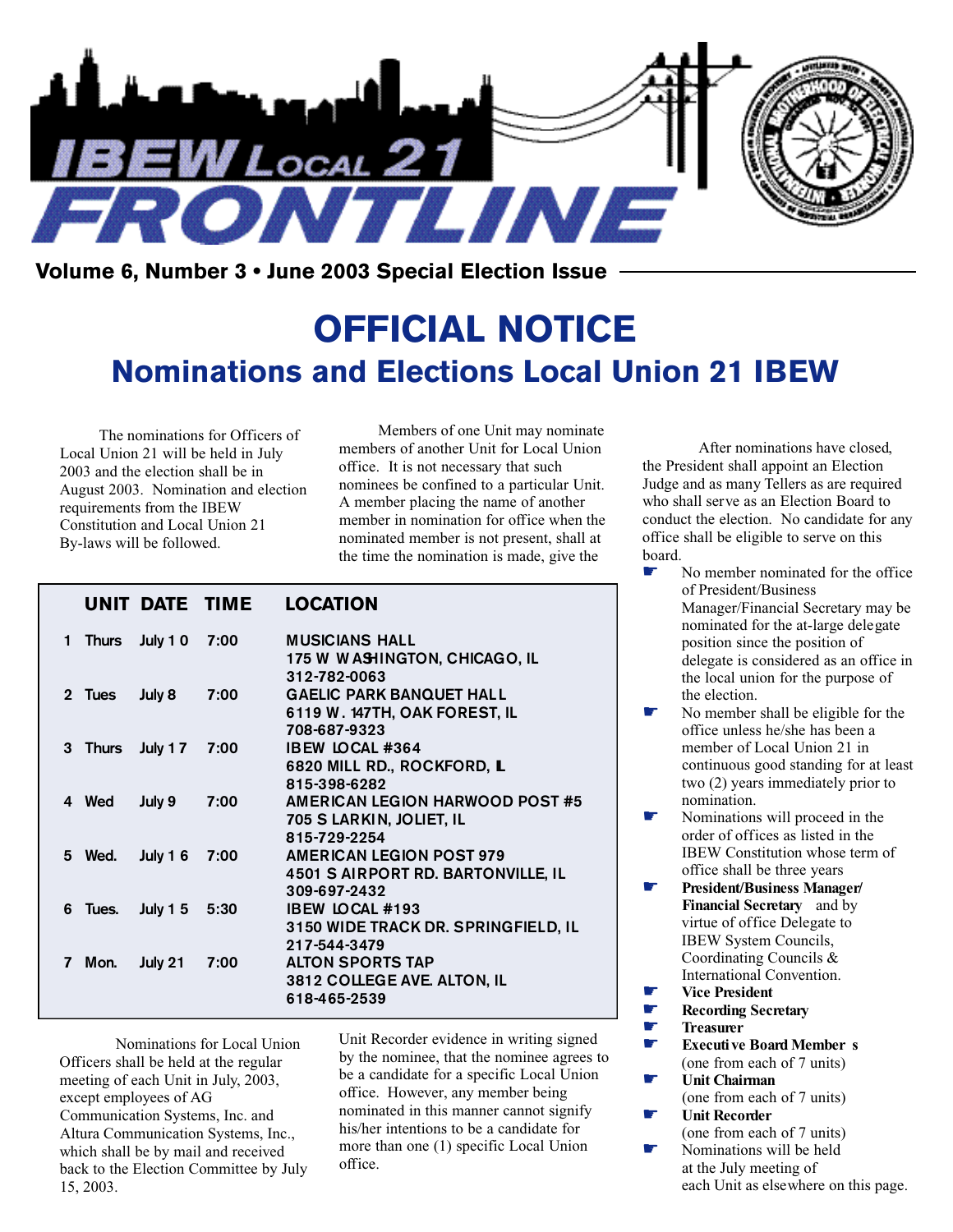# IBEW Local 21 FRONTLINE

**Volume 6, Number 3 • June 2003 Special Election Issue**

# OFFICIAL NOTICE

## Nominations and Elections Local Union 21 IBEW

The nominations for Officers of Local Union 21 will be held in July 2003 and the election shall be in August 2003. Nomination and election requirements from the IBEW Constitution and Local Union 21 By-laws will be followed.

Members of one Unit may nominate members of another Unit for Local Union office. It is not necessary that such nominees be confined to a particular Unit. A member placing the name of another member in nomination for office when the nominated member is not present, shall at the time the nomination is made, give the Unit Recorder evidence in writing signed by the nominee, that the nominee agrees to be a candidate for a specific Local Union office. However, any member being nominated in this manner cannot signify his/her intentions to be a candidate for more than one (1) specific Local Union office.

| UNIT | DATE | | TIME | LOCATION |
|---|---|---|---|---|
| 1 | Thurs | July 10 | 7:00 | MUSICIANS HALL<br>175 W WASHINGTON, CHICAGO, IL<br>312-782-0063 |
| 2 | Tues | July 8 | 7:00 | GAELIC PARK BANQUET HALL<br>6119 W. 147TH, OAK FOREST, IL<br>708-687-9323 |
| 3 | Thurs | July 17 | 7:00 | IBEW LOCAL #364<br>6820 MILL RD., ROCKFORD, IL<br>815-398-6282 |
| 4 | Wed | July 9 | 7:00 | AMERICAN LEGION HARWOOD POST #5<br>705 S LARKIN, JOLIET, IL<br>815-729-2254 |
| 5 | Wed. | July 16 | 7:00 | AMERICAN LEGION POST 979<br>4501 S AIRPORT RD. BARTONVILLE, IL<br>309-697-2432 |
| 6 | Tues. | July 15 | 5:30 | IBEW LOCAL #193<br>3150 WIDE TRACK DR. SPRINGFIELD, IL<br>217-544-3479 |
| 7 | Mon. | July 21 | 7:00 | ALTON SPORTS TAP<br>3812 COLLEGE AVE. ALTON, IL<br>618-465-2539 |

Nominations for Local Union Officers shall be held at the regular meeting of each Unit in July, 2003, except employees of AG Communication Systems, Inc. and Altura Communication Systems, Inc., which shall be by mail and received back to the Election Committee by July 15, 2003.

After nominations have closed, the President shall appoint an Election Judge and as many Tellers as are required who shall serve as an Election Board to conduct the election. No candidate for any office shall be eligible to serve on this board.

- No member nominated for the office of President/Business Manager/Financial Secretary may be nominated for the at-large delegate position since the position of delegate is considered as an office in the local union for the purpose of the election.
- No member shall be eligible for the office unless he/she has been a member of Local Union 21 in continuous good standing for at least two (2) years immediately prior to nomination.
- Nominations will proceed in the order of offices as listed in the IBEW Constitution whose term of office shall be three years
- **President/Business Manager/ Financial Secretary** and by virtue of office Delegate to IBEW System Councils, Coordinating Councils & International Convention.
- **Vice President**
- **Recording Secretary**
- **Treasurer**
- **Executive Board Members** (one from each of 7 units)
- **Unit Chairman** (one from each of 7 units)
- **Unit Recorder** (one from each of 7 units)
- Nominations will be held at the July meeting of each Unit as elsewhere on this page.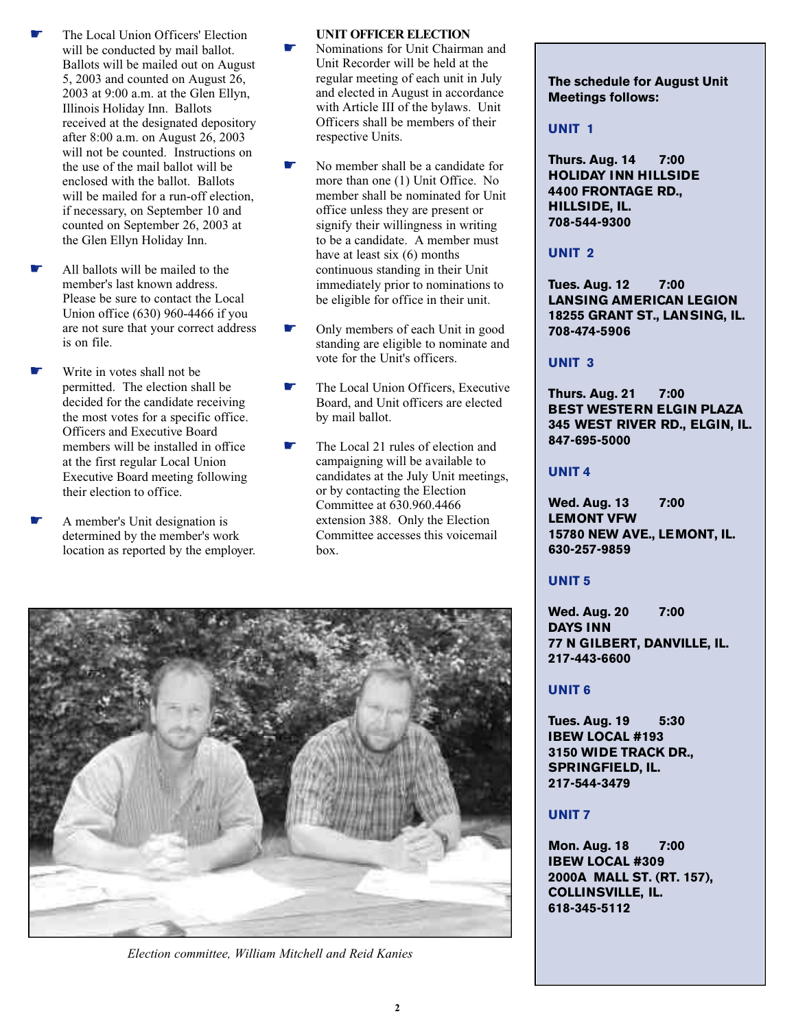- The Local Union Officers' Election will be conducted by mail ballot. Ballots will be mailed out on August 5, 2003 and counted on August 26, 2003 at 9:00 a.m. at the Glen Ellyn, Illinois Holiday Inn. Ballots received at the designated depository after 8:00 a.m. on August 26, 2003 will not be counted. Instructions on the use of the mail ballot will be enclosed with the ballot. Ballots will be mailed for a run-off election, if necessary, on September 10 and counted on September 26, 2003 at the Glen Ellyn Holiday Inn.

- All ballots will be mailed to the member's last known address. Please be sure to contact the Local Union office (630) 960-4466 if you are not sure that your correct address is on file.

- Write in votes shall not be permitted. The election shall be decided for the candidate receiving the most votes for a specific office. Officers and Executive Board members will be installed in office at the first regular Local Union Executive Board meeting following their election to office.

- A member's Unit designation is determined by the member's work location as reported by the employer.

**UNIT OFFICER ELECTION**

- Nominations for Unit Chairman and Unit Recorder will be held at the regular meeting of each unit in July and elected in August in accordance with Article III of the bylaws. Unit Officers shall be members of their respective Units.

- No member shall be a candidate for more than one (1) Unit Office. No member shall be nominated for Unit office unless they are present or signify their willingness in writing to be a candidate. A member must have at least six (6) months continuous standing in their Unit immediately prior to nominations to be eligible for office in their unit.

- Only members of each Unit in good standing are eligible to nominate and vote for the Unit's officers.

- The Local Union Officers, Executive Board, and Unit officers are elected by mail ballot.

- The Local 21 rules of election and campaigning will be available to candidates at the July Unit meetings, or by contacting the Election Committee at 630.960.4466 extension 388. Only the Election Committee accesses this voicemail box.

*Election committee, William Mitchell and Reid Kanies*

**The schedule for August Unit Meetings follows:**

**UNIT 1**

**Thurs. Aug. 14 7:00**
**HOLIDAY INN HILLSIDE**
**4400 FRONTAGE RD., HILLSIDE, IL.**
**708-544-9300**

**UNIT 2**

**Tues. Aug. 12 7:00**
**LANSING AMERICAN LEGION**
**18255 GRANT ST., LANSING, IL.**
**708-474-5906**

**UNIT 3**

**Thurs. Aug. 21 7:00**
**BEST WESTERN ELGIN PLAZA**
**345 WEST RIVER RD., ELGIN, IL.**
**847-695-5000**

**UNIT 4**

**Wed. Aug. 13 7:00**
**LEMONT VFW**
**15780 NEW AVE., LEMONT, IL.**
**630-257-9859**

**UNIT 5**

**Wed. Aug. 20 7:00**
**DAYS INN**
**77 N GILBERT, DANVILLE, IL.**
**217-443-6600**

**UNIT 6**

**Tues. Aug. 19 5:30**
**IBEW LOCAL #193**
**3150 WIDE TRACK DR., SPRINGFIELD, IL.**
**217-544-3479**

**UNIT 7**

**Mon. Aug. 18 7:00**
**IBEW LOCAL #309**
**2000A MALL ST. (RT. 157), COLLINSVILLE, IL.**
**618-345-5112**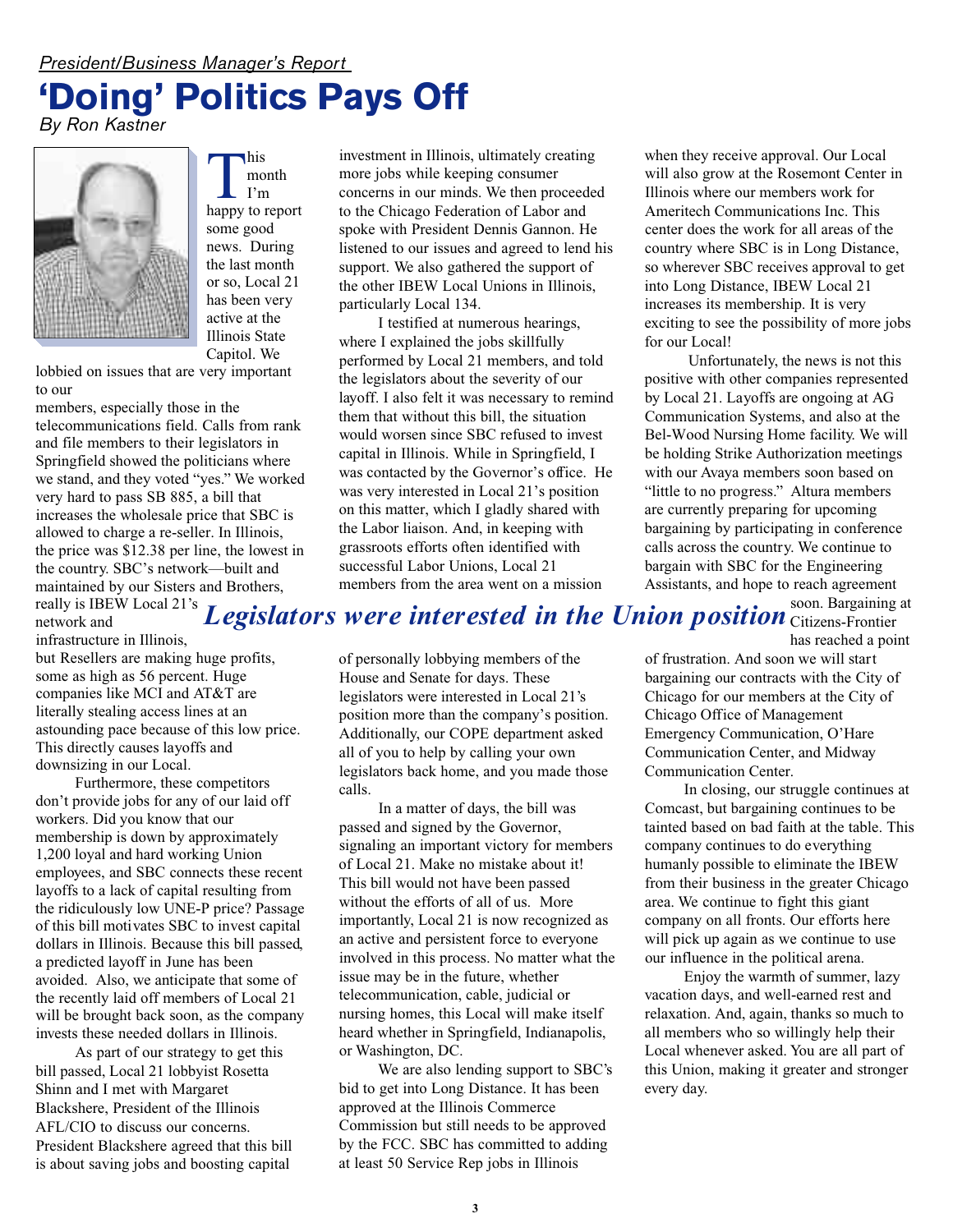*President/Business Manager's Report*

# 'Doing' Politics Pays Off

*By Ron Kastner*

This month I'm happy to report some good news. During the last month or so, Local 21 has been very active at the Illinois State Capitol. We lobbied on issues that are very important to our members, especially those in the telecommunications field. Calls from rank and file members to their legislators in Springfield showed the politicians where we stand, and they voted "yes." We worked very hard to pass SB 885, a bill that increases the wholesale price that SBC is allowed to charge a re-seller. In Illinois, the price was $12.38 per line, the lowest in the country. SBC's network—built and maintained by our Sisters and Brothers, really is IBEW Local 21's network and infrastructure in Illinois, but Resellers are making huge profits, some as high as 56 percent. Huge companies like MCI and AT&T are literally stealing access lines at an astounding pace because of this low price. This directly causes layoffs and downsizing in our Local.

Furthermore, these competitors don't provide jobs for any of our laid off workers. Did you know that our membership is down by approximately 1,200 loyal and hard working Union employees, and SBC connects these recent layoffs to a lack of capital resulting from the ridiculously low UNE-P price? Passage of this bill motivates SBC to invest capital dollars in Illinois. Because this bill passed, a predicted layoff in June has been avoided. Also, we anticipate that some of the recently laid off members of Local 21 will be brought back soon, as the company invests these needed dollars in Illinois.

As part of our strategy to get this bill passed, Local 21 lobbyist Rosetta Shinn and I met with Margaret Blackshere, President of the Illinois AFL/CIO to discuss our concerns. President Blackshere agreed that this bill is about saving jobs and boosting capital investment in Illinois, ultimately creating more jobs while keeping consumer concerns in our minds. We then proceeded to the Chicago Federation of Labor and spoke with President Dennis Gannon. He listened to our issues and agreed to lend his support. We also gathered the support of the other IBEW Local Unions in Illinois, particularly Local 134.

I testified at numerous hearings, where I explained the jobs skillfully performed by Local 21 members, and told the legislators about the severity of our layoff. I also felt it was necessary to remind them that without this bill, the situation would worsen since SBC refused to invest capital in Illinois. While in Springfield, I was contacted by the Governor's office. He was very interested in Local 21's position on this matter, which I gladly shared with the Labor liaison. And, in keeping with grassroots efforts often identified with successful Labor Unions, Local 21 members from the area went on a mission of personally lobbying members of the House and Senate for days. These legislators were interested in Local 21's position more than the company's position. Additionally, our COPE department asked all of you to help by calling your own legislators back home, and you made those calls.

***Legislators were interested in the Union position***

In a matter of days, the bill was passed and signed by the Governor, signaling an important victory for members of Local 21. Make no mistake about it! This bill would not have been passed without the efforts of all of us. More importantly, Local 21 is now recognized as an active and persistent force to everyone involved in this process. No matter what the issue may be in the future, whether telecommunication, cable, judicial or nursing homes, this Local will make itself heard whether in Springfield, Indianapolis, or Washington, DC.

We are also lending support to SBC's bid to get into Long Distance. It has been approved at the Illinois Commerce Commission but still needs to be approved by the FCC. SBC has committed to adding at least 50 Service Rep jobs in Illinois when they receive approval. Our Local will also grow at the Rosemont Center in Illinois where our members work for Ameritech Communications Inc. This center does the work for all areas of the country where SBC is in Long Distance, so wherever SBC receives approval to get into Long Distance, IBEW Local 21 increases its membership. It is very exciting to see the possibility of more jobs for our Local!

Unfortunately, the news is not this positive with other companies represented by Local 21. Layoffs are ongoing at AG Communication Systems, and also at the Bel-Wood Nursing Home facility. We will be holding Strike Authorization meetings with our Avaya members soon based on "little to no progress." Altura members are currently preparing for upcoming bargaining by participating in conference calls across the country. We continue to bargain with SBC for the Engineering Assistants, and hope to reach agreement soon. Bargaining at Citizens-Frontier has reached a point of frustration. And soon we will start bargaining our contracts with the City of Chicago for our members at the City of Chicago Office of Management Emergency Communication, O'Hare Communication Center, and Midway Communication Center.

In closing, our struggle continues at Comcast, but bargaining continues to be tainted based on bad faith at the table. This company continues to do everything humanly possible to eliminate the IBEW from their business in the greater Chicago area. We continue to fight this giant company on all fronts. Our efforts here will pick up again as we continue to use our influence in the political arena.

Enjoy the warmth of summer, lazy vacation days, and well-earned rest and relaxation. And, again, thanks so much to all members who so willingly help their Local whenever asked. You are all part of this Union, making it greater and stronger every day.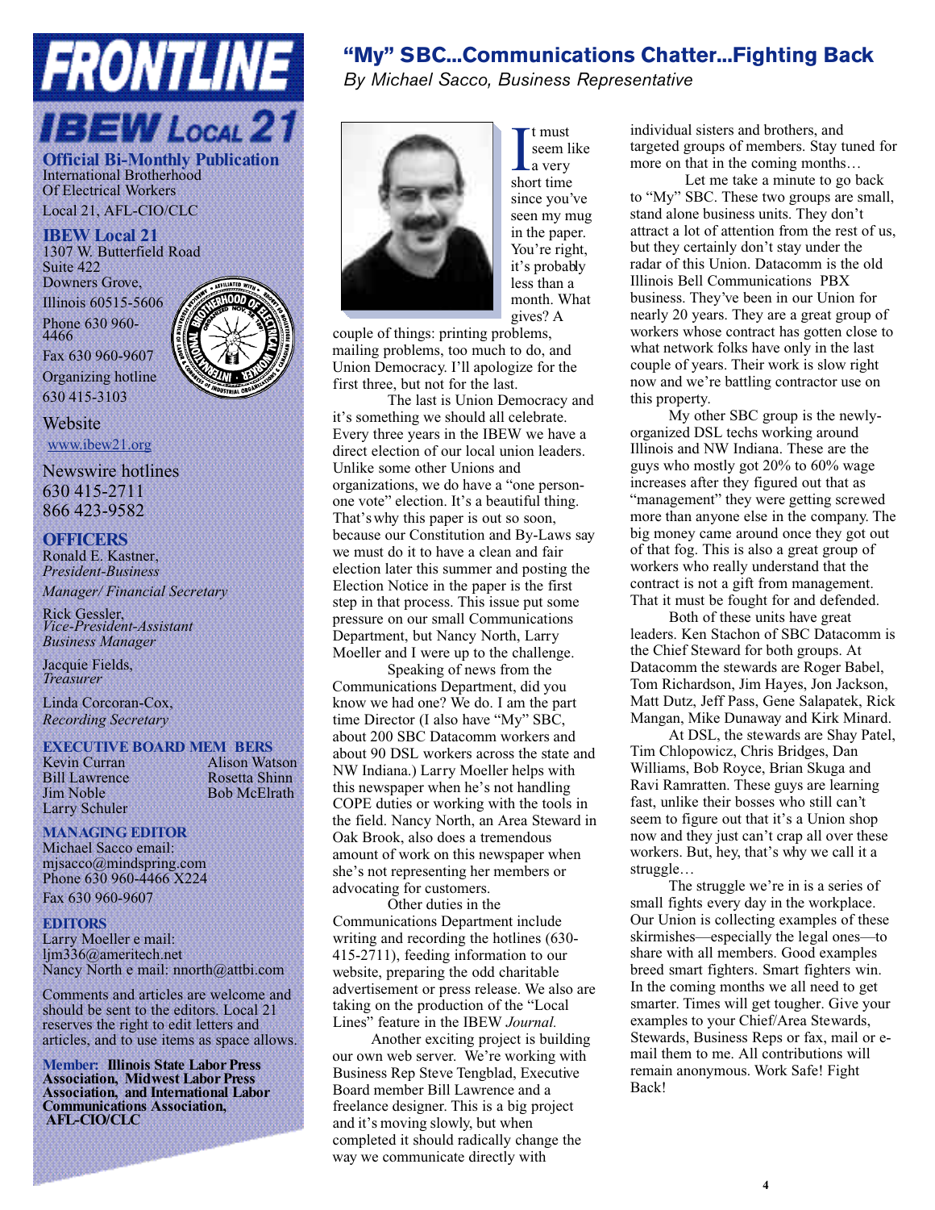# FRONTLINE

## IBEW Local 21

**Official Bi-Monthly Publication**
International Brotherhood
Of Electrical Workers
Local 21, AFL-CIO/CLC

**IBEW Local 21**
1307 W. Butterfield Road
Suite 422
Downers Grove,
Illinois 60515-5606
Phone 630 960-4466
Fax 630 960-9607
Organizing hotline
630 415-3103

Website
www.ibew21.org

Newswire hotlines
630 415-2711
866 423-9582

**OFFICERS**

Ronald E. Kastner,
*President-Business Manager/ Financial Secretary*

Rick Gessler,
*Vice-President-Assistant Business Manager*

Jacquie Fields,
*Treasurer*

Linda Corcoran-Cox,
*Recording Secretary*

**EXECUTIVE BOARD MEMBERS**

Kevin Curran
Bill Lawrence
Jim Noble
Larry Schuler
Alison Watson
Rosetta Shinn
Bob McElrath

**MANAGING EDITOR**

Michael Sacco email:
mjsacco@mindspring.com
Phone 630 960-4466 X224
Fax 630 960-9607

**EDITORS**

Larry Moeller e mail:
ljm336@ameritech.net
Nancy North e mail: nnorth@attbi.com

Comments and articles are welcome and should be sent to the editors. Local 21 reserves the right to edit letters and articles, and to use items as space allows.

**Member: Illinois State Labor Press Association, Midwest Labor Press Association, and International Labor Communications Association, AFL-CIO/CLC**

## "My" SBC...Communications Chatter...Fighting Back

*By Michael Sacco, Business Representative*

It must seem like a very short time since you've seen my mug in the paper. You're right, it's probably less than a month. What gives? A couple of things: printing problems, mailing problems, too much to do, and Union Democracy. I'll apologize for the first three, but not for the last.

The last is Union Democracy and it's something we should all celebrate. Every three years in the IBEW we have a direct election of our local union leaders. Unlike some other Unions and organizations, we do have a "one person-one vote" election. It's a beautiful thing. That's why this paper is out so soon, because our Constitution and By-Laws say we must do it to have a clean and fair election later this summer and posting the Election Notice in the paper is the first step in that process. This issue put some pressure on our small Communications Department, but Nancy North, Larry Moeller and I were up to the challenge.

Speaking of news from the Communications Department, did you know we had one? We do. I am the part time Director (I also have "My" SBC, about 200 SBC Datacomm workers and about 90 DSL workers across the state and NW Indiana.) Larry Moeller helps with this newspaper when he's not handling COPE duties or working with the tools in the field. Nancy North, an Area Steward in Oak Brook, also does a tremendous amount of work on this newspaper when she's not representing her members or advocating for customers.

Other duties in the Communications Department include writing and recording the hotlines (630-415-2711), feeding information to our website, preparing the odd charitable advertisement or press release. We also are taking on the production of the "Local Lines" feature in the IBEW *Journal.*

Another exciting project is building our own web server. We're working with Business Rep Steve Tengblad, Executive Board member Bill Lawrence and a freelance designer. This is a big project and it's moving slowly, but when completed it should radically change the way we communicate directly with individual sisters and brothers, and targeted groups of members. Stay tuned for more on that in the coming months…

Let me take a minute to go back to "My" SBC. These two groups are small, stand alone business units. They don't attract a lot of attention from the rest of us, but they certainly don't stay under the radar of this Union. Datacomm is the old Illinois Bell Communications PBX business. They've been in our Union for nearly 20 years. They are a great group of workers whose contract has gotten close to what network folks have only in the last couple of years. Their work is slow right now and we're battling contractor use on this property.

My other SBC group is the newly-organized DSL techs working around Illinois and NW Indiana. These are the guys who mostly got 20% to 60% wage increases after they figured out that as "management" they were getting screwed more than anyone else in the company. The big money came around once they got out of that fog. This is also a great group of workers who really understand that the contract is not a gift from management. That it must be fought for and defended.

Both of these units have great leaders. Ken Stachon of SBC Datacomm is the Chief Steward for both groups. At Datacomm the stewards are Roger Babel, Tom Richardson, Jim Hayes, Jon Jackson, Matt Dutz, Jeff Pass, Gene Salapatek, Rick Mangan, Mike Dunaway and Kirk Minard.

At DSL, the stewards are Shay Patel, Tim Chlopowicz, Chris Bridges, Dan Williams, Bob Royce, Brian Skuga and Ravi Ramratten. These guys are learning fast, unlike their bosses who still can't seem to figure out that it's a Union shop now and they just can't crap all over these workers. But, hey, that's why we call it a struggle…

The struggle we're in is a series of small fights every day in the workplace. Our Union is collecting examples of these skirmishes—especially the legal ones—to share with all members. Good examples breed smart fighters. Smart fighters win. In the coming months we all need to get smarter. Times will get tougher. Give your examples to your Chief/Area Stewards, Stewards, Business Reps or fax, mail or e-mail them to me. All contributions will remain anonymous. Work Safe! Fight Back!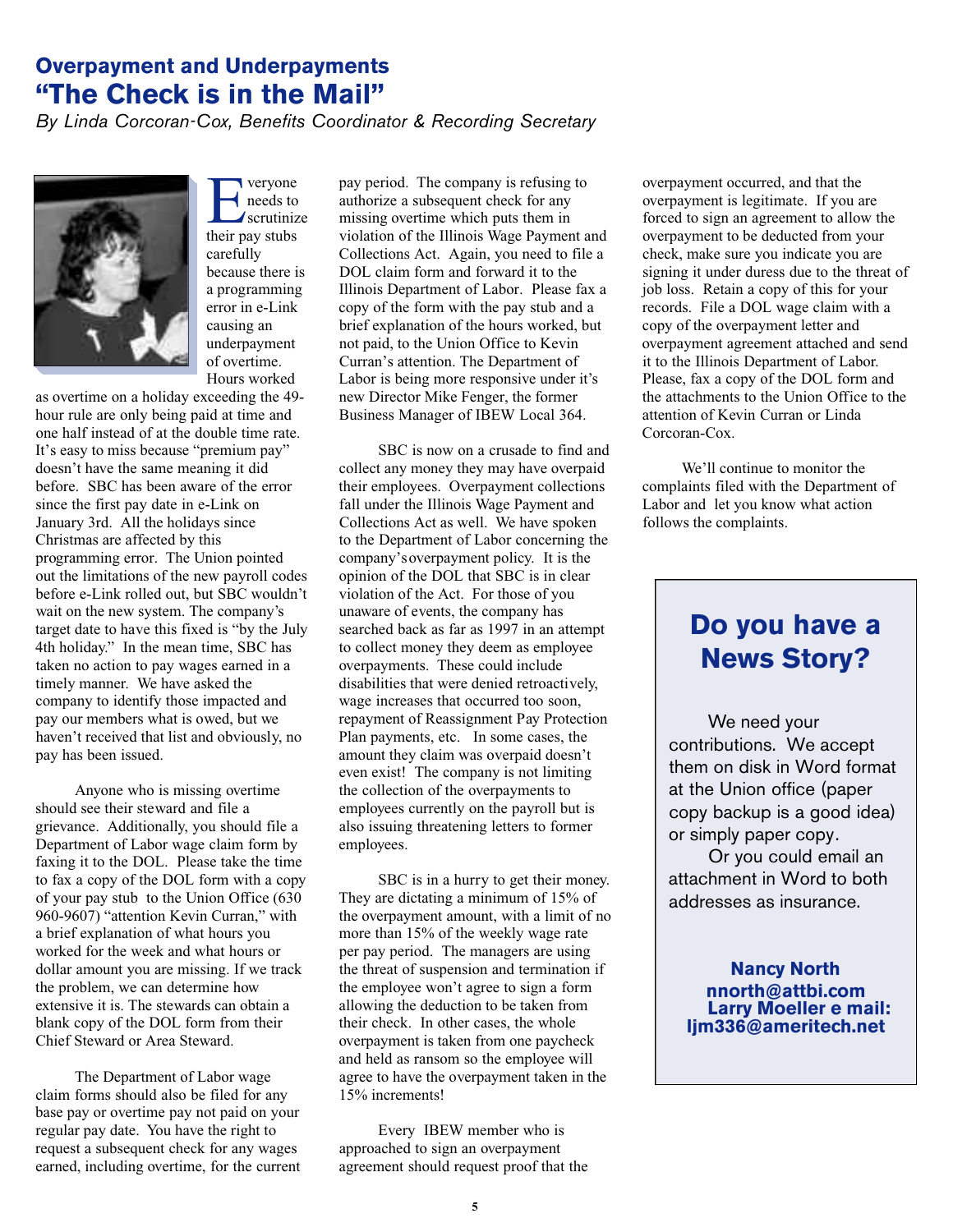## Overpayment and Underpayments
# "The Check is in the Mail"

*By Linda Corcoran-Cox, Benefits Coordinator & Recording Secretary*

Everyone needs to scrutinize their pay stubs carefully because there is a programming error in e-Link causing an underpayment of overtime. Hours worked as overtime on a holiday exceeding the 49-hour rule are only being paid at time and one half instead of at the double time rate. It's easy to miss because "premium pay" doesn't have the same meaning it did before. SBC has been aware of the error since the first pay date in e-Link on January 3rd. All the holidays since Christmas are affected by this programming error. The Union pointed out the limitations of the new payroll codes before e-Link rolled out, but SBC wouldn't wait on the new system. The company's target date to have this fixed is "by the July 4th holiday." In the mean time, SBC has taken no action to pay wages earned in a timely manner. We have asked the company to identify those impacted and pay our members what is owed, but we haven't received that list and obviously, no pay has been issued.

Anyone who is missing overtime should see their steward and file a grievance. Additionally, you should file a Department of Labor wage claim form by faxing it to the DOL. Please take the time to fax a copy of the DOL form with a copy of your pay stub to the Union Office (630 960-9607) "attention Kevin Curran," with a brief explanation of what hours you worked for the week and what hours or dollar amount you are missing. If we track the problem, we can determine how extensive it is. The stewards can obtain a blank copy of the DOL form from their Chief Steward or Area Steward.

The Department of Labor wage claim forms should also be filed for any base pay or overtime pay not paid on your regular pay date. You have the right to request a subsequent check for any wages earned, including overtime, for the current pay period. The company is refusing to authorize a subsequent check for any missing overtime which puts them in violation of the Illinois Wage Payment and Collections Act. Again, you need to file a DOL claim form and forward it to the Illinois Department of Labor. Please fax a copy of the form with the pay stub and a brief explanation of the hours worked, but not paid, to the Union Office to Kevin Curran's attention. The Department of Labor is being more responsive under it's new Director Mike Fenger, the former Business Manager of IBEW Local 364.

SBC is now on a crusade to find and collect any money they may have overpaid their employees. Overpayment collections fall under the Illinois Wage Payment and Collections Act as well. We have spoken to the Department of Labor concerning the company's overpayment policy. It is the opinion of the DOL that SBC is in clear violation of the Act. For those of you unaware of events, the company has searched back as far as 1997 in an attempt to collect money they deem as employee overpayments. These could include disabilities that were denied retroactively, wage increases that occurred too soon, repayment of Reassignment Pay Protection Plan payments, etc. In some cases, the amount they claim was overpaid doesn't even exist! The company is not limiting the collection of the overpayments to employees currently on the payroll but is also issuing threatening letters to former employees.

SBC is in a hurry to get their money. They are dictating a minimum of 15% of the overpayment amount, with a limit of no more than 15% of the weekly wage rate per pay period. The managers are using the threat of suspension and termination if the employee won't agree to sign a form allowing the deduction to be taken from their check. In other cases, the whole overpayment is taken from one paycheck and held as ransom so the employee will agree to have the overpayment taken in the 15% increments!

Every IBEW member who is approached to sign an overpayment agreement should request proof that the overpayment occurred, and that the overpayment is legitimate. If you are forced to sign an agreement to allow the overpayment to be deducted from your check, make sure you indicate you are signing it under duress due to the threat of job loss. Retain a copy of this for your records. File a DOL wage claim with a copy of the overpayment letter and overpayment agreement attached and send it to the Illinois Department of Labor. Please, fax a copy of the DOL form and the attachments to the Union Office to the attention of Kevin Curran or Linda Corcoran-Cox.

We'll continue to monitor the complaints filed with the Department of Labor and let you know what action follows the complaints.

---

## Do you have a News Story?

We need your contributions. We accept them on disk in Word format at the Union office (paper copy backup is a good idea) or simply paper copy.

Or you could email an attachment in Word to both addresses as insurance.

**Nancy North**
**nnorth@attbi.com**
**Larry Moeller e mail:**
**ljm336@ameritech.net**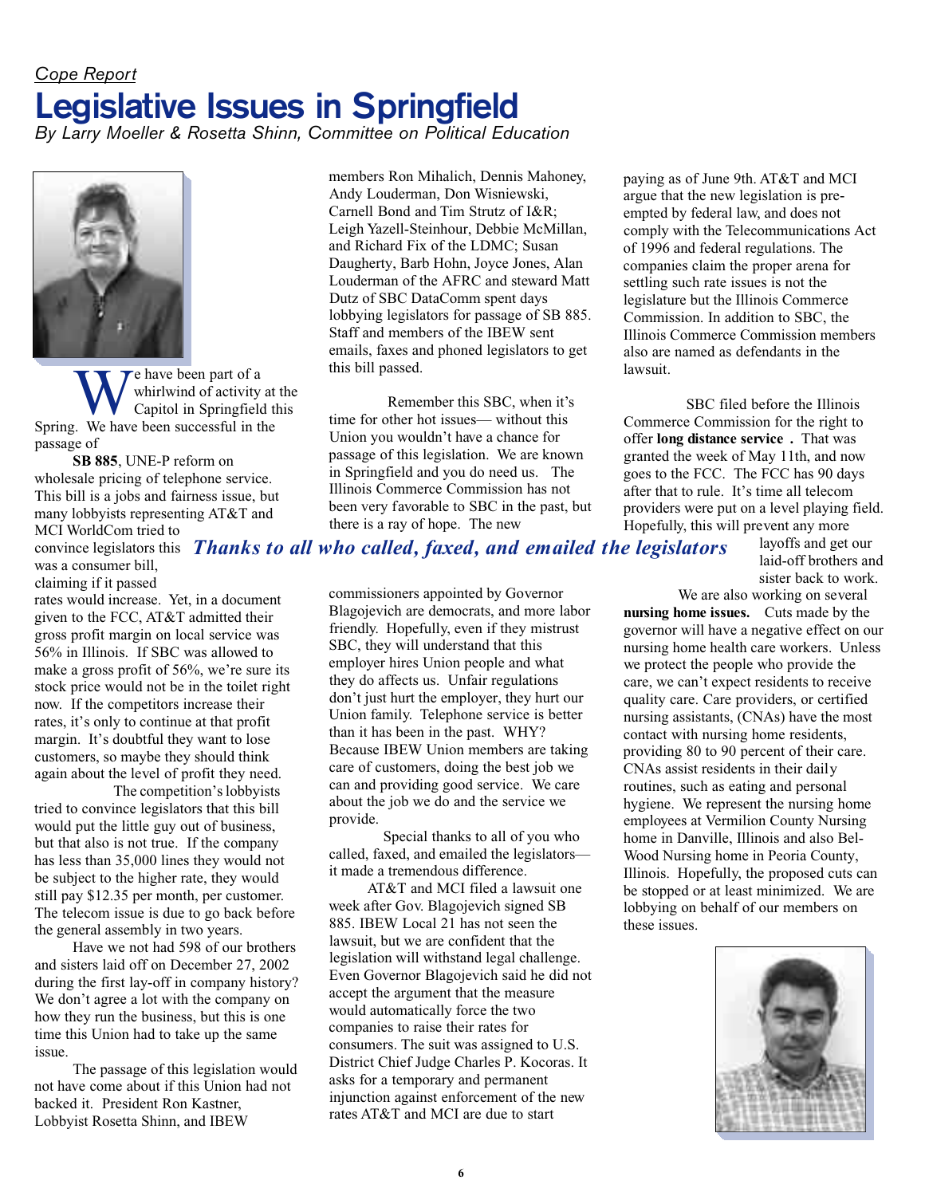*Cope Report*

# Legislative Issues in Springfield

*By Larry Moeller & Rosetta Shinn, Committee on Political Education*

We have been part of a whirlwind of activity at the Capitol in Springfield this Spring. We have been successful in the passage of

**SB 885**, UNE-P reform on wholesale pricing of telephone service. This bill is a jobs and fairness issue, but many lobbyists representing AT&T and MCI WorldCom tried to convince legislators this was a consumer bill, claiming if it passed rates would increase. Yet, in a document given to the FCC, AT&T admitted their gross profit margin on local service was 56% in Illinois. If SBC was allowed to make a gross profit of 56%, we're sure its stock price would not be in the toilet right now. If the competitors increase their rates, it's only to continue at that profit margin. It's doubtful they want to lose customers, so maybe they should think again about the level of profit they need.

The competition's lobbyists tried to convince legislators that this bill would put the little guy out of business, but that also is not true. If the company has less than 35,000 lines they would not be subject to the higher rate, they would still pay $12.35 per month, per customer. The telecom issue is due to go back before the general assembly in two years.

Have we not had 598 of our brothers and sisters laid off on December 27, 2002 during the first lay-off in company history? We don't agree a lot with the company on how they run the business, but this is one time this Union had to take up the same issue.

The passage of this legislation would not have come about if this Union had not backed it. President Ron Kastner, Lobbyist Rosetta Shinn, and IBEW members Ron Mihalich, Dennis Mahoney, Andy Louderman, Don Wisniewski, Carnell Bond and Tim Strutz of I&R; Leigh Yazell-Steinhour, Debbie McMillan, and Richard Fix of the LDMC; Susan Daugherty, Barb Hohn, Joyce Jones, Alan Louderman of the AFRC and steward Matt Dutz of SBC DataComm spent days lobbying legislators for passage of SB 885. Staff and members of the IBEW sent emails, faxes and phoned legislators to get this bill passed.

Remember this SBC, when it's time for other hot issues— without this Union you wouldn't have a chance for passage of this legislation. We are known in Springfield and you do need us. The Illinois Commerce Commission has not been very favorable to SBC in the past, but there is a ray of hope. The new commissioners appointed by Governor Blagojevich are democrats, and more labor friendly. Hopefully, even if they mistrust SBC, they will understand that this employer hires Union people and what they do affects us. Unfair regulations don't just hurt the employer, they hurt our Union family. Telephone service is better than it has been in the past. WHY? Because IBEW Union members are taking care of customers, doing the best job we can and providing good service. We care about the job we do and the service we provide.

***Thanks to all who called, faxed, and emailed the legislators***

Special thanks to all of you who called, faxed, and emailed the legislators— it made a tremendous difference.

AT&T and MCI filed a lawsuit one week after Gov. Blagojevich signed SB 885. IBEW Local 21 has not seen the lawsuit, but we are confident that the legislation will withstand legal challenge. Even Governor Blagojevich said he did not accept the argument that the measure would automatically force the two companies to raise their rates for consumers. The suit was assigned to U.S. District Chief Judge Charles P. Kocoras. It asks for a temporary and permanent injunction against enforcement of the new rates AT&T and MCI are due to start paying as of June 9th. AT&T and MCI argue that the new legislation is pre-empted by federal law, and does not comply with the Telecommunications Act of 1996 and federal regulations. The companies claim the proper arena for settling such rate issues is not the legislature but the Illinois Commerce Commission. In addition to SBC, the Illinois Commerce Commission members also are named as defendants in the lawsuit.

SBC filed before the Illinois Commerce Commission for the right to offer **long distance service**. That was granted the week of May 11th, and now goes to the FCC. The FCC has 90 days after that to rule. It's time all telecom providers were put on a level playing field. Hopefully, this will prevent any more layoffs and get our laid-off brothers and sister back to work.

We are also working on several **nursing home issues.** Cuts made by the governor will have a negative effect on our nursing home health care workers. Unless we protect the people who provide the care, we can't expect residents to receive quality care. Care providers, or certified nursing assistants, (CNAs) have the most contact with nursing home residents, providing 80 to 90 percent of their care. CNAs assist residents in their daily routines, such as eating and personal hygiene. We represent the nursing home employees at Vermilion County Nursing home in Danville, Illinois and also Bel-Wood Nursing home in Peoria County, Illinois. Hopefully, the proposed cuts can be stopped or at least minimized. We are lobbying on behalf of our members on these issues.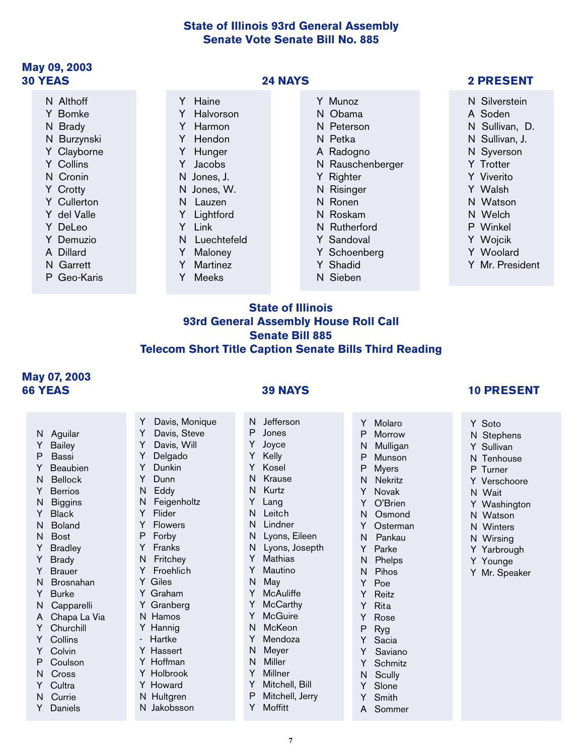## State of Illinois 93rd General Assembly
## Senate Vote Senate Bill No. 885

**May 09, 2003**

**30 YEAS** **24 NAYS** **2 PRESENT**

- N Althoff
- Y Bomke
- N Brady
- N Burzynski
- Y Clayborne
- Y Collins
- N Cronin
- Y Crotty
- Y Cullerton
- Y del Valle
- Y DeLeo
- Y Demuzio
- A Dillard
- N Garrett
- P Geo-Karis
- Y Haine
- Y Halvorson
- Y Harmon
- Y Hendon
- Y Hunger
- Y Jacobs
- N Jones, J.
- N Jones, W.
- N Lauzen
- Y Lightford
- Y Link
- N Luechtefeld
- Y Maloney
- Y Martinez
- Y Meeks
- Y Munoz
- N Obama
- N Peterson
- N Petka
- A Radogno
- N Rauschenberger
- Y Righter
- N Risinger
- N Ronen
- N Roskam
- N Rutherford
- Y Sandoval
- Y Schoenberg
- Y Shadid
- N Sieben
- N Silverstein
- A Soden
- N Sullivan, D.
- N Sullivan, J.
- N Syverson
- Y Trotter
- Y Viverito
- Y Walsh
- N Watson
- N Welch
- P Winkel
- Y Wojcik
- Y Woolard
- Y Mr. President

## State of Illinois
## 93rd General Assembly House Roll Call
## Senate Bill 885
## Telecom Short Title Caption Senate Bills Third Reading

**May 07, 2003**

**66 YEAS** **39 NAYS** **10 PRESENT**

- N Aguilar
- Y Bailey
- P Bassi
- Y Beaubien
- N Bellock
- Y Berrios
- N Biggins
- Y Black
- N Boland
- N Bost
- Y Bradley
- Y Brady
- Y Brauer
- N Brosnahan
- Y Burke
- N Capparelli
- A Chapa La Via
- Y Churchill
- Y Collins
- Y Colvin
- P Coulson
- N Cross
- Y Cultra
- N Currie
- Y Daniels
- Y Davis, Monique
- Y Davis, Steve
- Y Davis, Will
- Y Delgado
- Y Dunkin
- Y Dunn
- N Eddy
- N Feigenholtz
- Y Flider
- Y Flowers
- P Forby
- Y Franks
- N Fritchey
- Y Froehlich
- Y Giles
- Y Graham
- Y Granberg
- N Hamos
- Y Hannig
- \- Hartke
- Y Hassert
- Y Hoffman
- Y Holbrook
- Y Howard
- N Hultgren
- N Jakobsson
- N Jefferson
- P Jones
- Y Joyce
- Y Kelly
- Y Kosel
- N Krause
- N Kurtz
- Y Lang
- N Leitch
- N Lindner
- N Lyons, Eileen
- N Lyons, Joseph
- Y Mathias
- Y Mautino
- N May
- Y McAuliffe
- Y McCarthy
- Y McGuire
- N McKeon
- Y Mendoza
- N Meyer
- N Miller
- Y Millner
- Y Mitchell, Bill
- P Mitchell, Jerry
- Y Moffitt
- Y Molaro
- P Morrow
- N Mulligan
- P Munson
- P Myers
- N Nekritz
- Y Novak
- Y O'Brien
- N Osmond
- Y Osterman
- N Pankau
- Y Parke
- N Phelps
- N Pihos
- Y Poe
- Y Reitz
- Y Rita
- Y Rose
- P Ryg
- Y Sacia
- Y Saviano
- Y Schmitz
- N Scully
- Y Slone
- Y Smith
- A Sommer
- Y Soto
- N Stephens
- Y Sullivan
- N Tenhouse
- P Turner
- Y Verschoore
- N Wait
- Y Washington
- N Watson
- N Winters
- N Wirsing
- Y Yarbrough
- Y Younge
- Y Mr. Speaker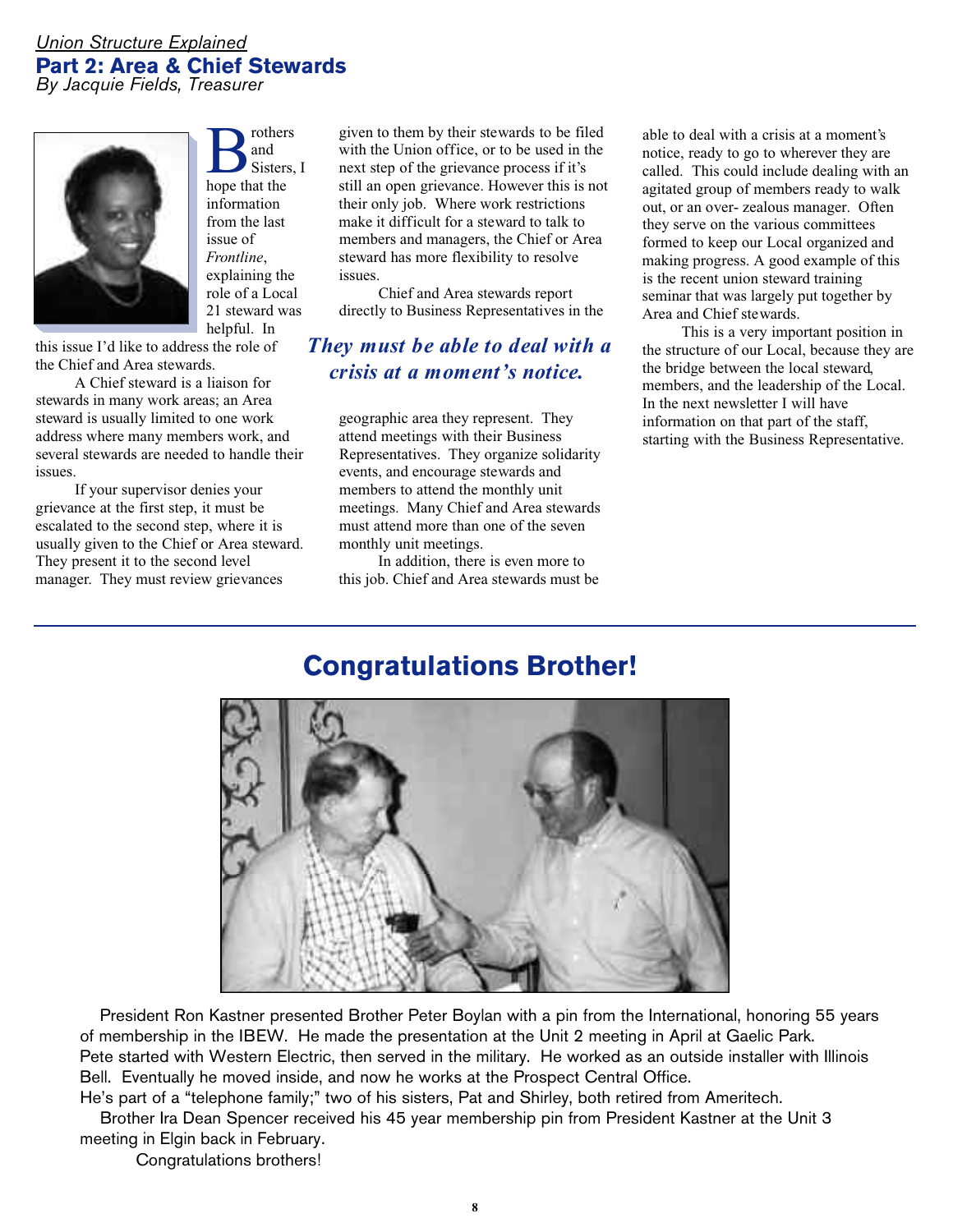*Union Structure Explained*

## Part 2: Area & Chief Stewards

*By Jacquie Fields, Treasurer*

Brothers and Sisters, I hope that the information from the last issue of *Frontline*, explaining the role of a Local 21 steward was helpful. In this issue I'd like to address the role of the Chief and Area stewards.

A Chief steward is a liaison for stewards in many work areas; an Area steward is usually limited to one work address where many members work, and several stewards are needed to handle their issues.

If your supervisor denies your grievance at the first step, it must be escalated to the second step, where it is usually given to the Chief or Area steward. They present it to the second level manager. They must review grievances given to them by their stewards to be filed with the Union office, or to be used in the next step of the grievance process if it's still an open grievance. However this is not their only job. Where work restrictions make it difficult for a steward to talk to members and managers, the Chief or Area steward has more flexibility to resolve issues.

Chief and Area stewards report directly to Business Representatives in the geographic area they represent. They attend meetings with their Business Representatives. They organize solidarity events, and encourage stewards and members to attend the monthly unit meetings. Many Chief and Area stewards must attend more than one of the seven monthly unit meetings.

*They must be able to deal with a crisis at a moment's notice.*

In addition, there is even more to this job. Chief and Area stewards must be able to deal with a crisis at a moment's notice, ready to go to wherever they are called. This could include dealing with an agitated group of members ready to walk out, or an over- zealous manager. Often they serve on the various committees formed to keep our Local organized and making progress. A good example of this is the recent union steward training seminar that was largely put together by Area and Chief stewards.

This is a very important position in the structure of our Local, because they are the bridge between the local steward, members, and the leadership of the Local. In the next newsletter I will have information on that part of the staff, starting with the Business Representative.

---

## Congratulations Brother!

President Ron Kastner presented Brother Peter Boylan with a pin from the International, honoring 55 years of membership in the IBEW. He made the presentation at the Unit 2 meeting in April at Gaelic Park. Pete started with Western Electric, then served in the military. He worked as an outside installer with Illinois Bell. Eventually he moved inside, and now he works at the Prospect Central Office. He's part of a "telephone family;" two of his sisters, Pat and Shirley, both retired from Ameritech.

Brother Ira Dean Spencer received his 45 year membership pin from President Kastner at the Unit 3 meeting in Elgin back in February.

Congratulations brothers!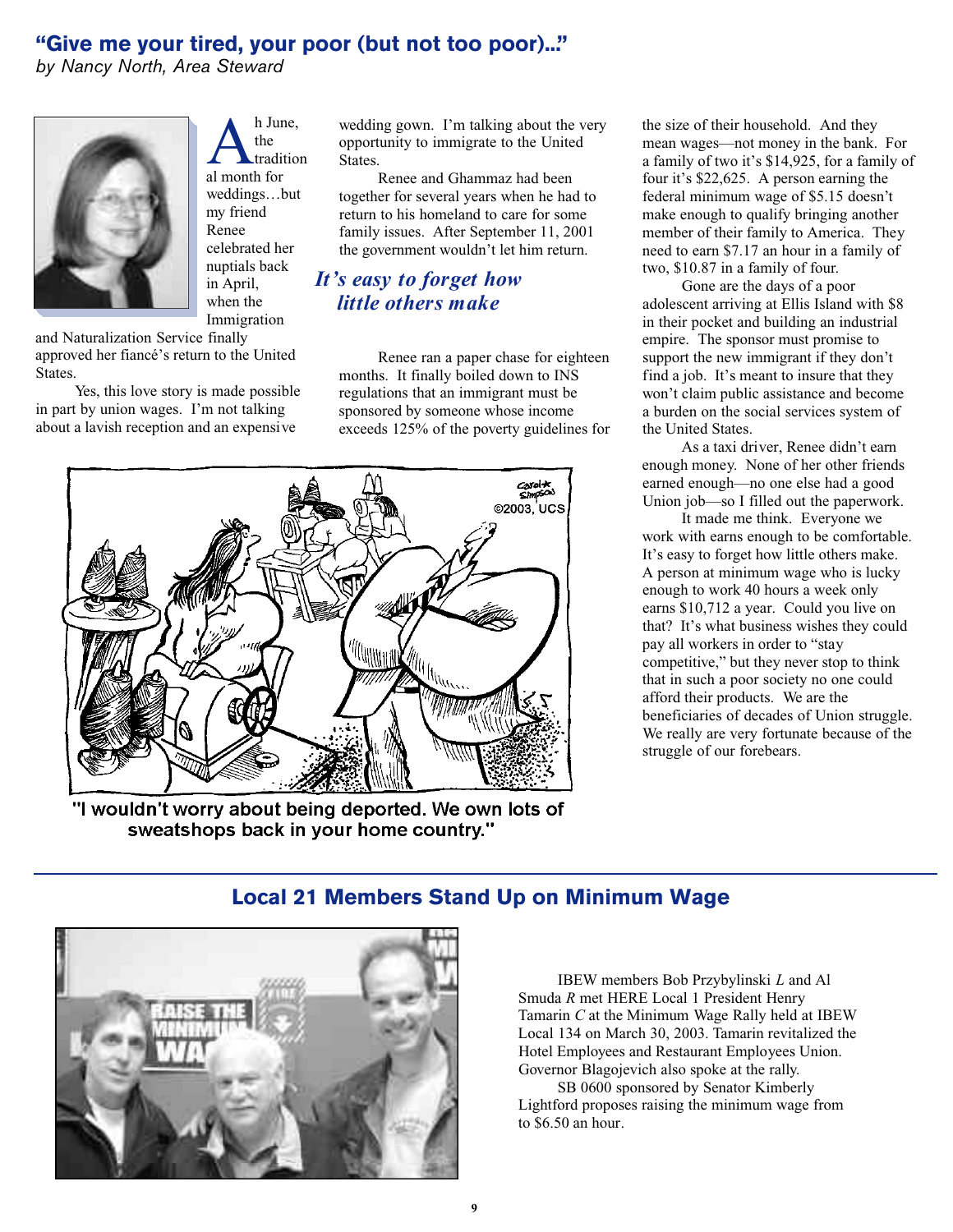## "Give me your tired, your poor (but not too poor)..."

*by Nancy North, Area Steward*

Ah June, the traditional month for weddings…but my friend Renee celebrated her nuptials back in April, when the Immigration and Naturalization Service finally approved her fiancé's return to the United States.

Yes, this love story is made possible in part by union wages. I'm not talking about a lavish reception and an expensive wedding gown. I'm talking about the very opportunity to immigrate to the United States.

Renee and Ghammaz had been together for several years when he had to return to his homeland to care for some family issues. After September 11, 2001 the government wouldn't let him return.

### *It's easy to forget how little others make*

Renee ran a paper chase for eighteen months. It finally boiled down to INS regulations that an immigrant must be sponsored by someone whose income exceeds 125% of the poverty guidelines for the size of their household. And they mean wages—not money in the bank. For a family of two it's $14,925, for a family of four it's $22,625. A person earning the federal minimum wage of $5.15 doesn't make enough to qualify bringing another member of their family to America. They need to earn $7.17 an hour in a family of two, $10.87 in a family of four.

Gone are the days of a poor adolescent arriving at Ellis Island with $8 in their pocket and building an industrial empire. The sponsor must promise to support the new immigrant if they don't find a job. It's meant to insure that they won't claim public assistance and become a burden on the social services system of the United States.

As a taxi driver, Renee didn't earn enough money. None of her other friends earned enough—no one else had a good Union job—so I filled out the paperwork.

It made me think. Everyone we work with earns enough to be comfortable. It's easy to forget how little others make. A person at minimum wage who is lucky enough to work 40 hours a week only earns $10,712 a year. Could you live on that? It's what business wishes they could pay all workers in order to "stay competitive," but they never stop to think that in such a poor society no one could afford their products. We are the beneficiaries of decades of Union struggle. We really are very fortunate because of the struggle of our forebears.

"I wouldn't worry about being deported. We own lots of sweatshops back in your home country."

## Local 21 Members Stand Up on Minimum Wage

IBEW members Bob Przybylinski *L* and Al Smuda *R* met HERE Local 1 President Henry Tamarin *C* at the Minimum Wage Rally held at IBEW Local 134 on March 30, 2003. Tamarin revitalized the Hotel Employees and Restaurant Employees Union. Governor Blagojevich also spoke at the rally.

SB 0600 sponsored by Senator Kimberly Lightford proposes raising the minimum wage from to $6.50 an hour.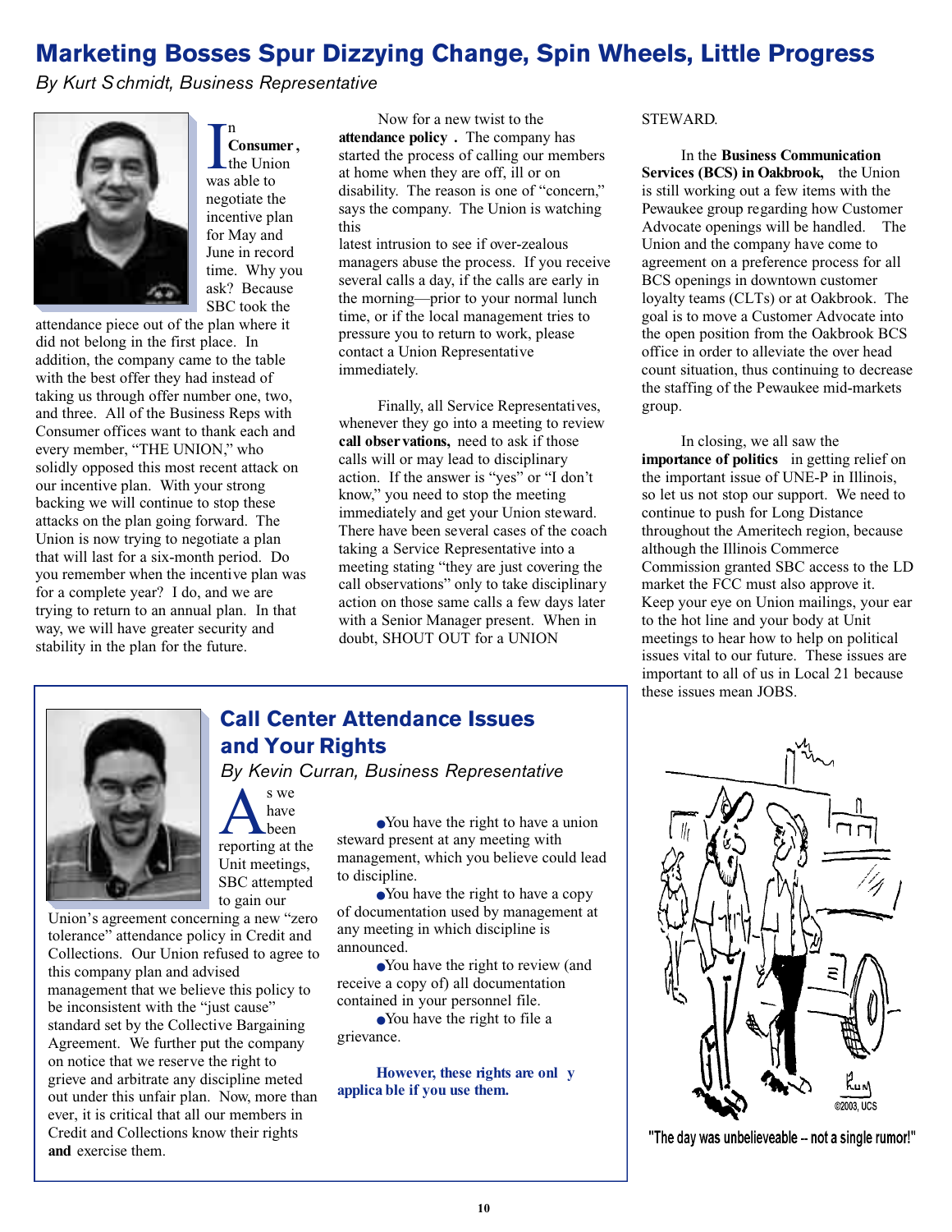## Marketing Bosses Spur Dizzying Change, Spin Wheels, Little Progress

*By Kurt Schmidt, Business Representative*

In **Consumer**, the Union was able to negotiate the incentive plan for May and June in record time. Why you ask? Because SBC took the attendance piece out of the plan where it did not belong in the first place. In addition, the company came to the table with the best offer they had instead of taking us through offer number one, two, and three. All of the Business Reps with Consumer offices want to thank each and every member, "THE UNION," who solidly opposed this most recent attack on our incentive plan. With your strong backing we will continue to stop these attacks on the plan going forward. The Union is now trying to negotiate a plan that will last for a six-month period. Do you remember when the incentive plan was for a complete year? I do, and we are trying to return to an annual plan. In that way, we will have greater security and stability in the plan for the future.

Now for a new twist to the **attendance policy**. The company has started the process of calling our members at home when they are off, ill or on disability. The reason is one of "concern," says the company. The Union is watching this latest intrusion to see if over-zealous managers abuse the process. If you receive several calls a day, if the calls are early in the morning—prior to your normal lunch time, or if the local management tries to pressure you to return to work, please contact a Union Representative immediately.

Finally, all Service Representatives, whenever they go into a meeting to review **call observations**, need to ask if those calls will or may lead to disciplinary action. If the answer is "yes" or "I don't know," you need to stop the meeting immediately and get your Union steward. There have been several cases of the coach taking a Service Representative into a meeting stating "they are just covering the call observations" only to take disciplinary action on those same calls a few days later with a Senior Manager present. When in doubt, SHOUT OUT for a UNION STEWARD.

In the **Business Communication Services (BCS) in Oakbrook,** the Union is still working out a few items with the Pewaukee group regarding how Customer Advocate openings will be handled. The Union and the company have come to agreement on a preference process for all BCS openings in downtown customer loyalty teams (CLTs) or at Oakbrook. The goal is to move a Customer Advocate into the open position from the Oakbrook BCS office in order to alleviate the over head count situation, thus continuing to decrease the staffing of the Pewaukee mid-markets group.

In closing, we all saw the **importance of politics** in getting relief on the important issue of UNE-P in Illinois, so let us not stop our support. We need to continue to push for Long Distance throughout the Ameritech region, because although the Illinois Commerce Commission granted SBC access to the LD market the FCC must also approve it. Keep your eye on Union mailings, your ear to the hot line and your body at Unit meetings to hear how to help on political issues vital to our future. These issues are important to all of us in Local 21 because these issues mean JOBS.

"The day was unbelieveable -- not a single rumor!"

## Call Center Attendance Issues and Your Rights

*By Kevin Curran, Business Representative*

As we have been reporting at the Unit meetings, SBC attempted to gain our Union's agreement concerning a new "zero tolerance" attendance policy in Credit and Collections. Our Union refused to agree to this company plan and advised management that we believe this policy to be inconsistent with the "just cause" standard set by the Collective Bargaining Agreement. We further put the company on notice that we reserve the right to grieve and arbitrate any discipline meted out under this unfair plan. Now, more than ever, it is critical that all our members in Credit and Collections know their rights **and** exercise them.

- You have the right to have a union steward present at any meeting with management, which you believe could lead to discipline.
- You have the right to have a copy of documentation used by management at any meeting in which discipline is announced.
- You have the right to review (and receive a copy of) all documentation contained in your personnel file.
- You have the right to file a grievance.

**However, these rights are only applicable if you use them.**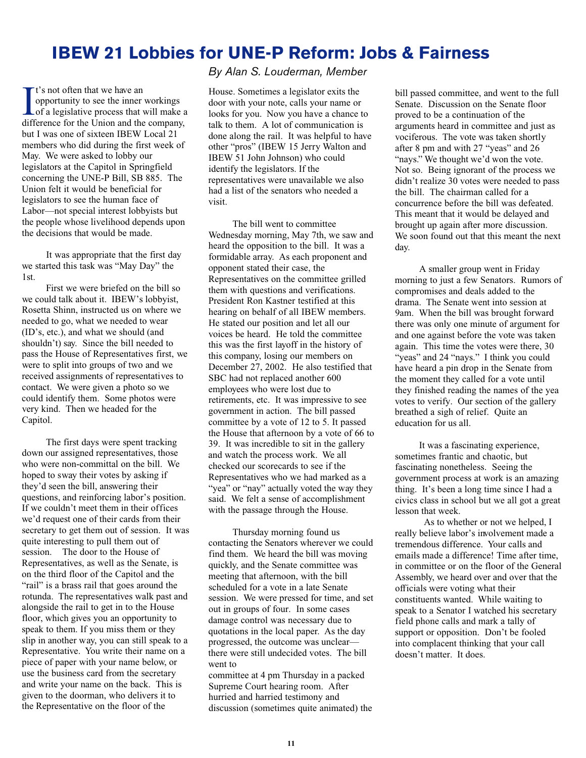# IBEW 21 Lobbies for UNE-P Reform: Jobs & Fairness

*By Alan S. Louderman, Member*

It's not often that we have an opportunity to see the inner workings of a legislative process that will make a difference for the Union and the company, but I was one of sixteen IBEW Local 21 members who did during the first week of May. We were asked to lobby our legislators at the Capitol in Springfield concerning the UNE-P Bill, SB 885. The Union felt it would be beneficial for legislators to see the human face of Labor—not special interest lobbyists but the people whose livelihood depends upon the decisions that would be made.

It was appropriate that the first day we started this task was "May Day" the 1st.

First we were briefed on the bill so we could talk about it. IBEW's lobbyist, Rosetta Shinn, instructed us on where we needed to go, what we needed to wear (ID's, etc.), and what we should (and shouldn't) say. Since the bill needed to pass the House of Representatives first, we were to split into groups of two and we received assignments of representatives to contact. We were given a photo so we could identify them. Some photos were very kind. Then we headed for the Capitol.

The first days were spent tracking down our assigned representatives, those who were non-committal on the bill. We hoped to sway their votes by asking if they'd seen the bill, answering their questions, and reinforcing labor's position. If we couldn't meet them in their offices we'd request one of their cards from their secretary to get them out of session. It was quite interesting to pull them out of session. The door to the House of Representatives, as well as the Senate, is on the third floor of the Capitol and the "rail" is a brass rail that goes around the rotunda. The representatives walk past and alongside the rail to get in to the House floor, which gives you an opportunity to speak to them. If you miss them or they slip in another way, you can still speak to a Representative. You write their name on a piece of paper with your name below, or use the business card from the secretary and write your name on the back. This is given to the doorman, who delivers it to the Representative on the floor of the House. Sometimes a legislator exits the door with your note, calls your name or looks for you. Now you have a chance to talk to them. A lot of communication is done along the rail. It was helpful to have other "pros" (IBEW 15 Jerry Walton and IBEW 51 John Johnson) who could identify the legislators. If the representatives were unavailable we also had a list of the senators who needed a visit.

The bill went to committee Wednesday morning, May 7th, we saw and heard the opposition to the bill. It was a formidable array. As each proponent and opponent stated their case, the Representatives on the committee grilled them with questions and verifications. President Ron Kastner testified at this hearing on behalf of all IBEW members. He stated our position and let all our voices be heard. He told the committee this was the first layoff in the history of this company, losing our members on December 27, 2002. He also testified that SBC had not replaced another 600 employees who were lost due to retirements, etc. It was impressive to see government in action. The bill passed committee by a vote of 12 to 5. It passed the House that afternoon by a vote of 66 to 39. It was incredible to sit in the gallery and watch the process work. We all checked our scorecards to see if the Representatives who we had marked as a "yea" or "nay" actually voted the way they said. We felt a sense of accomplishment with the passage through the House.

Thursday morning found us contacting the Senators wherever we could find them. We heard the bill was moving quickly, and the Senate committee was meeting that afternoon, with the bill scheduled for a vote in a late Senate session. We were pressed for time, and set out in groups of four. In some cases damage control was necessary due to quotations in the local paper. As the day progressed, the outcome was unclear—there were still undecided votes. The bill went to committee at 4 pm Thursday in a packed Supreme Court hearing room. After hurried and harried testimony and discussion (sometimes quite animated) the bill passed committee, and went to the full Senate. Discussion on the Senate floor proved to be a continuation of the arguments heard in committee and just as vociferous. The vote was taken shortly after 8 pm and with 27 "yeas" and 26 "nays." We thought we'd won the vote. Not so. Being ignorant of the process we didn't realize 30 votes were needed to pass the bill. The chairman called for a concurrence before the bill was defeated. This meant that it would be delayed and brought up again after more discussion. We soon found out that this meant the next day.

A smaller group went in Friday morning to just a few Senators. Rumors of compromises and deals added to the drama. The Senate went into session at 9am. When the bill was brought forward there was only one minute of argument for and one against before the vote was taken again. This time the votes were there, 30 "yeas" and 24 "nays." I think you could have heard a pin drop in the Senate from the moment they called for a vote until they finished reading the names of the yea votes to verify. Our section of the gallery breathed a sigh of relief. Quite an education for us all.

It was a fascinating experience, sometimes frantic and chaotic, but fascinating nonetheless. Seeing the government process at work is an amazing thing. It's been a long time since I had a civics class in school but we all got a great lesson that week.

As to whether or not we helped, I really believe labor's involvement made a tremendous difference. Your calls and emails made a difference! Time after time, in committee or on the floor of the General Assembly, we heard over and over that the officials were voting what their constituents wanted. While waiting to speak to a Senator I watched his secretary field phone calls and mark a tally of support or opposition. Don't be fooled into complacent thinking that your call doesn't matter. It does.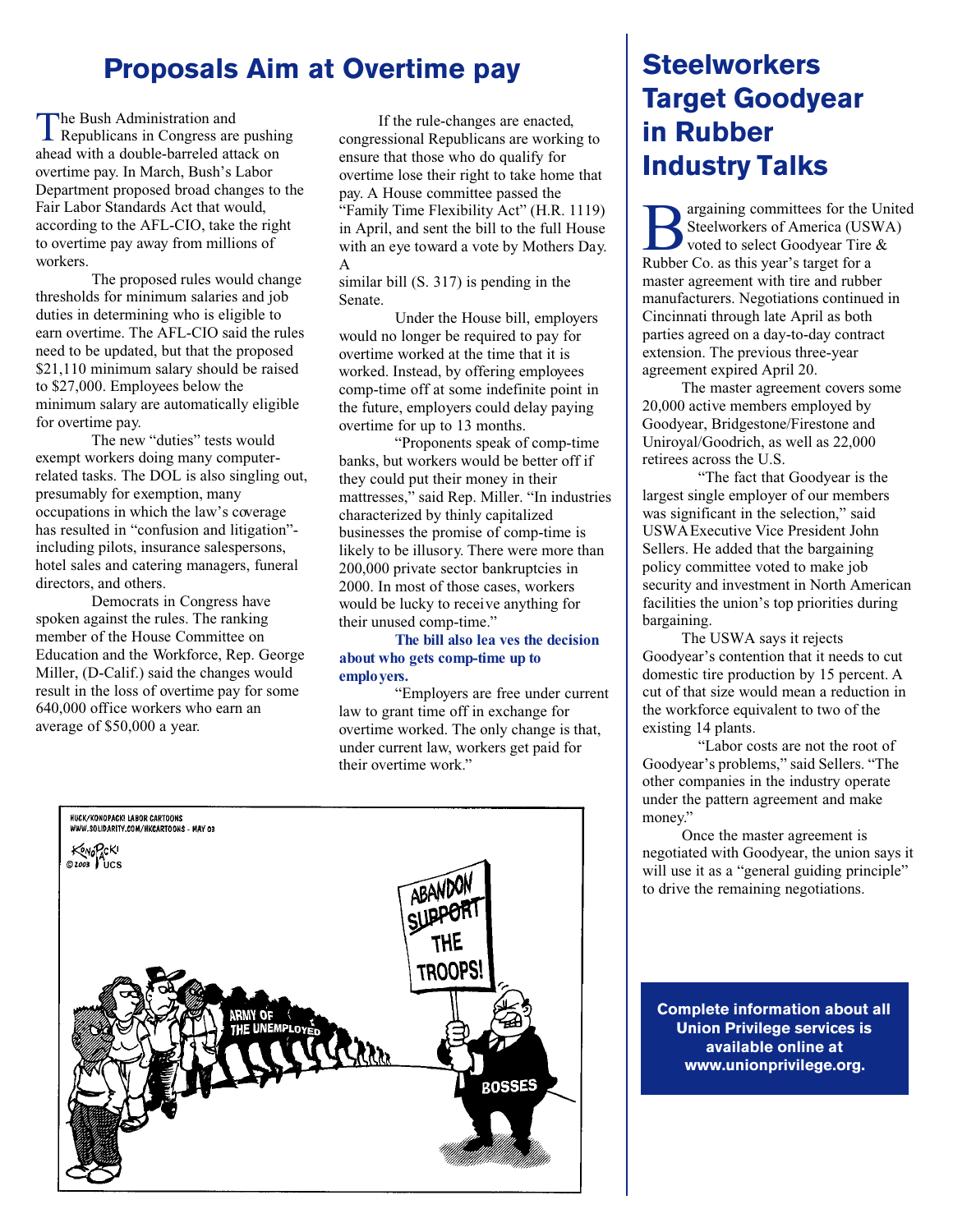# Proposals Aim at Overtime pay

The Bush Administration and Republicans in Congress are pushing ahead with a double-barreled attack on overtime pay. In March, Bush's Labor Department proposed broad changes to the Fair Labor Standards Act that would, according to the AFL-CIO, take the right to overtime pay away from millions of workers.

The proposed rules would change thresholds for minimum salaries and job duties in determining who is eligible to earn overtime. The AFL-CIO said the rules need to be updated, but that the proposed $21,110 minimum salary should be raised to $27,000. Employees below the minimum salary are automatically eligible for overtime pay.

The new "duties" tests would exempt workers doing many computer-related tasks. The DOL is also singling out, presumably for exemption, many occupations in which the law's coverage has resulted in "confusion and litigation"- including pilots, insurance salespersons, hotel sales and catering managers, funeral directors, and others.

Democrats in Congress have spoken against the rules. The ranking member of the House Committee on Education and the Workforce, Rep. George Miller, (D-Calif.) said the changes would result in the loss of overtime pay for some 640,000 office workers who earn an average of $50,000 a year.

If the rule-changes are enacted, congressional Republicans are working to ensure that those who do qualify for overtime lose their right to take home that pay. A House committee passed the "Family Time Flexibility Act" (H.R. 1119) in April, and sent the bill to the full House with an eye toward a vote by Mothers Day. A similar bill (S. 317) is pending in the Senate.

Under the House bill, employers would no longer be required to pay for overtime worked at the time that it is worked. Instead, by offering employees comp-time off at some indefinite point in the future, employers could delay paying overtime for up to 13 months.

"Proponents speak of comp-time banks, but workers would be better off if they could put their money in their mattresses," said Rep. Miller. "In industries characterized by thinly capitalized businesses the promise of comp-time is likely to be illusory. There were more than 200,000 private sector bankruptcies in 2000. In most of those cases, workers would be lucky to receive anything for their unused comp-time."

**The bill also leaves the decision about who gets comp-time up to employers.**

"Employers are free under current law to grant time off in exchange for overtime worked. The only change is that, under current law, workers get paid for their overtime work."

# Steelworkers Target Goodyear in Rubber Industry Talks

Bargaining committees for the United Steelworkers of America (USWA) voted to select Goodyear Tire & Rubber Co. as this year's target for a master agreement with tire and rubber manufacturers. Negotiations continued in Cincinnati through late April as both parties agreed on a day-to-day contract extension. The previous three-year agreement expired April 20.

The master agreement covers some 20,000 active members employed by Goodyear, Bridgestone/Firestone and Uniroyal/Goodrich, as well as 22,000 retirees across the U.S.

"The fact that Goodyear is the largest single employer of our members was significant in the selection," said USWA Executive Vice President John Sellers. He added that the bargaining policy committee voted to make job security and investment in North American facilities the union's top priorities during bargaining.

The USWA says it rejects Goodyear's contention that it needs to cut domestic tire production by 15 percent. A cut of that size would mean a reduction in the workforce equivalent to two of the existing 14 plants.

"Labor costs are not the root of Goodyear's problems," said Sellers. "The other companies in the industry operate under the pattern agreement and make money."

Once the master agreement is negotiated with Goodyear, the union says it will use it as a "general guiding principle" to drive the remaining negotiations.

**Complete information about all Union Privilege services is available online at www.unionprivilege.org.**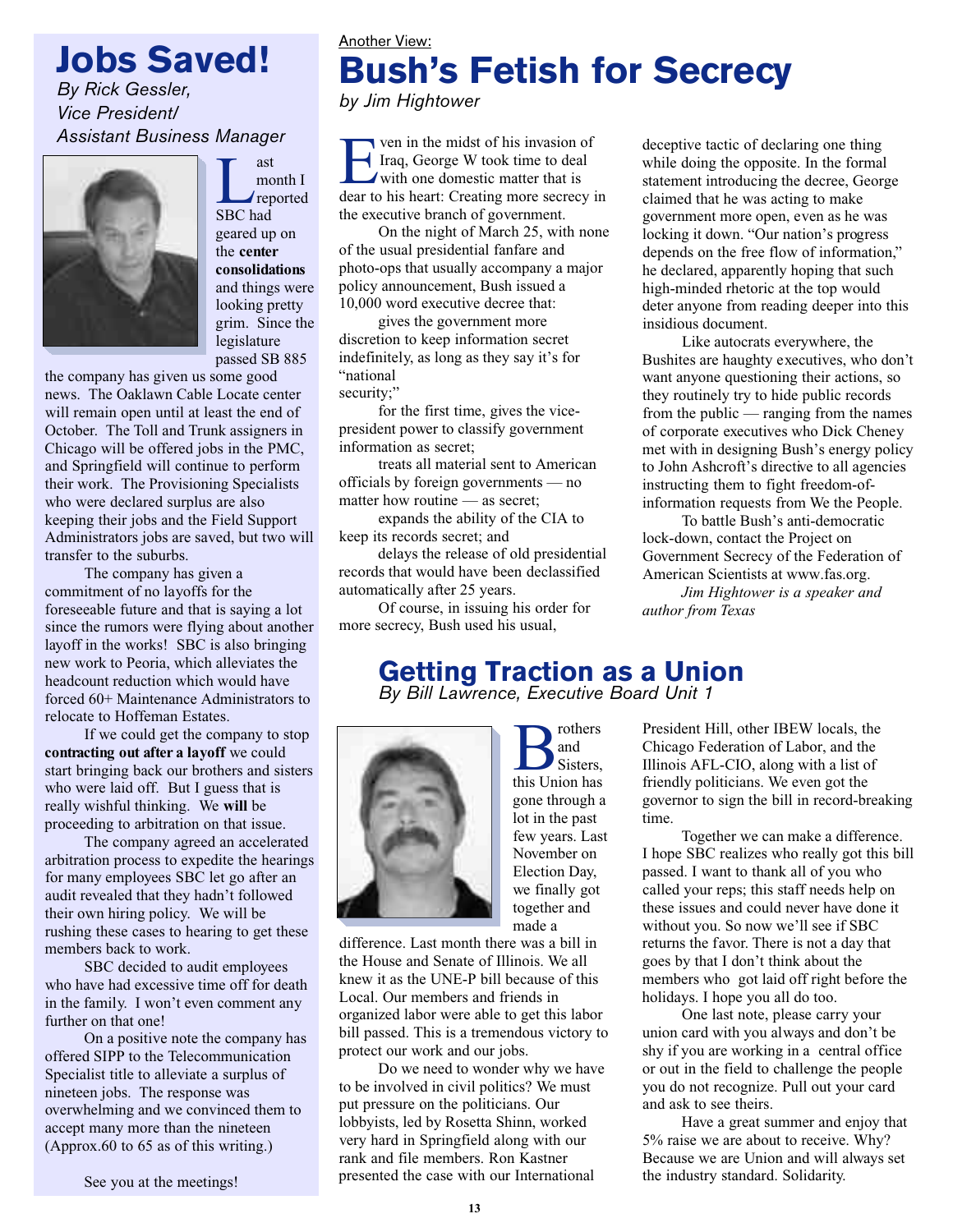# Jobs Saved!

*By Rick Gessler, Vice President/ Assistant Business Manager*

Last month I reported SBC had geared up on the **center consolidations** and things were looking pretty grim. Since the legislature passed SB 885 the company has given us some good news. The Oaklawn Cable Locate center will remain open until at least the end of October. The Toll and Trunk assigners in Chicago will be offered jobs in the PMC, and Springfield will continue to perform their work. The Provisioning Specialists who were declared surplus are also keeping their jobs and the Field Support Administrators jobs are saved, but two will transfer to the suburbs.

The company has given a commitment of no layoffs for the foreseeable future and that is saying a lot since the rumors were flying about another layoff in the works! SBC is also bringing new work to Peoria, which alleviates the headcount reduction which would have forced 60+ Maintenance Administrators to relocate to Hoffeman Estates.

If we could get the company to stop **contracting out after a layoff** we could start bringing back our brothers and sisters who were laid off. But I guess that is really wishful thinking. We **will** be proceeding to arbitration on that issue.

The company agreed an accelerated arbitration process to expedite the hearings for many employees SBC let go after an audit revealed that they hadn't followed their own hiring policy. We will be rushing these cases to hearing to get these members back to work.

SBC decided to audit employees who have had excessive time off for death in the family. I won't even comment any further on that one!

On a positive note the company has offered SIPP to the Telecommunication Specialist title to alleviate a surplus of nineteen jobs. The response was overwhelming and we convinced them to accept many more than the nineteen (Approx.60 to 65 as of this writing.)

See you at the meetings!

Another View:

# Bush's Fetish for Secrecy

*by Jim Hightower*

Even in the midst of his invasion of Iraq, George W took time to deal with one domestic matter that is dear to his heart: Creating more secrecy in the executive branch of government.

On the night of March 25, with none of the usual presidential fanfare and photo-ops that usually accompany a major policy announcement, Bush issued a 10,000 word executive decree that:

gives the government more discretion to keep information secret indefinitely, as long as they say it's for "national security;"

for the first time, gives the vice-president power to classify government information as secret;

treats all material sent to American officials by foreign governments — no matter how routine — as secret;

expands the ability of the CIA to keep its records secret; and

delays the release of old presidential records that would have been declassified automatically after 25 years.

Of course, in issuing his order for more secrecy, Bush used his usual, deceptive tactic of declaring one thing while doing the opposite. In the formal statement introducing the decree, George claimed that he was acting to make government more open, even as he was locking it down. "Our nation's progress depends on the free flow of information," he declared, apparently hoping that such high-minded rhetoric at the top would deter anyone from reading deeper into this insidious document.

Like autocrats everywhere, the Bushites are haughty executives, who don't want anyone questioning their actions, so they routinely try to hide public records from the public — ranging from the names of corporate executives who Dick Cheney met with in designing Bush's energy policy to John Ashcroft's directive to all agencies instructing them to fight freedom-of-information requests from We the People.

To battle Bush's anti-democratic lock-down, contact the Project on Government Secrecy of the Federation of American Scientists at www.fas.org.

*Jim Hightower is a speaker and author from Texas*

# Getting Traction as a Union

*By Bill Lawrence, Executive Board Unit 1*

Brothers and Sisters, this Union has gone through a lot in the past few years. Last November on Election Day, we finally got together and made a difference. Last month there was a bill in the House and Senate of Illinois. We all knew it as the UNE-P bill because of this Local. Our members and friends in organized labor were able to get this labor bill passed. This is a tremendous victory to protect our work and our jobs.

Do we need to wonder why we have to be involved in civil politics? We must put pressure on the politicians. Our lobbyists, led by Rosetta Shinn, worked very hard in Springfield along with our rank and file members. Ron Kastner presented the case with our International President Hill, other IBEW locals, the Chicago Federation of Labor, and the Illinois AFL-CIO, along with a list of friendly politicians. We even got the governor to sign the bill in record-breaking time.

Together we can make a difference. I hope SBC realizes who really got this bill passed. I want to thank all of you who called your reps; this staff needs help on these issues and could never have done it without you. So now we'll see if SBC returns the favor. There is not a day that goes by that I don't think about the members who got laid off right before the holidays. I hope you all do too.

One last note, please carry your union card with you always and don't be shy if you are working in a central office or out in the field to challenge the people you do not recognize. Pull out your card and ask to see theirs.

Have a great summer and enjoy that 5% raise we are about to receive. Why? Because we are Union and will always set the industry standard. Solidarity.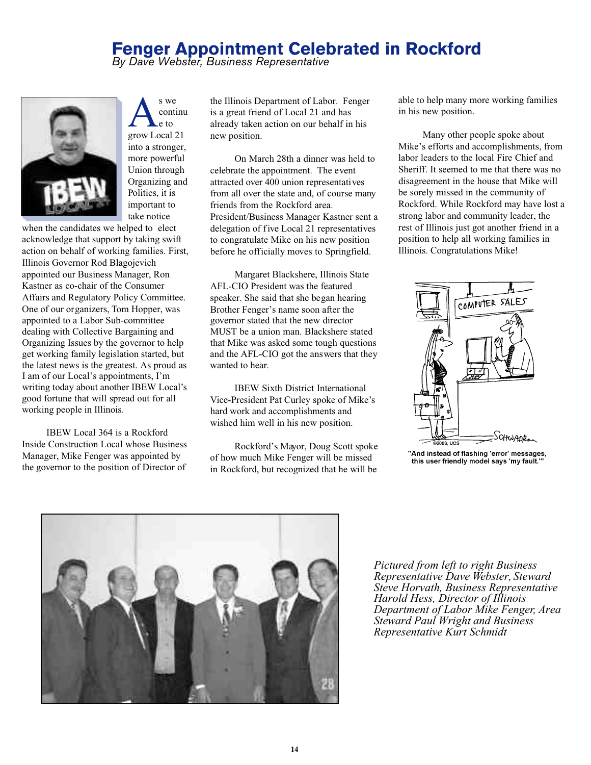# Fenger Appointment Celebrated in Rockford

*By Dave Webster, Business Representative*

As we continue to grow Local 21 into a stronger, more powerful Union through Organizing and Politics, it is important to take notice when the candidates we helped to elect acknowledge that support by taking swift action on behalf of working families. First, Illinois Governor Rod Blagojevich appointed our Business Manager, Ron Kastner as co-chair of the Consumer Affairs and Regulatory Policy Committee. One of our organizers, Tom Hopper, was appointed to a Labor Sub-committee dealing with Collective Bargaining and Organizing Issues by the governor to help get working family legislation started, but the latest news is the greatest. As proud as I am of our Local's appointments, I'm writing today about another IBEW Local's good fortune that will spread out for all working people in Illinois.

IBEW Local 364 is a Rockford Inside Construction Local whose Business Manager, Mike Fenger was appointed by the governor to the position of Director of the Illinois Department of Labor. Fenger is a great friend of Local 21 and has already taken action on our behalf in his new position.

On March 28th a dinner was held to celebrate the appointment. The event attracted over 400 union representatives from all over the state and, of course many friends from the Rockford area. President/Business Manager Kastner sent a delegation of five Local 21 representatives to congratulate Mike on his new position before he officially moves to Springfield.

Margaret Blackshere, Illinois State AFL-CIO President was the featured speaker. She said that she began hearing Brother Fenger's name soon after the governor stated that the new director MUST be a union man. Blackshere stated that Mike was asked some tough questions and the AFL-CIO got the answers that they wanted to hear.

IBEW Sixth District International Vice-President Pat Curley spoke of Mike's hard work and accomplishments and wished him well in his new position.

Rockford's Mayor, Doug Scott spoke of how much Mike Fenger will be missed in Rockford, but recognized that he will be able to help many more working families in his new position.

Many other people spoke about Mike's efforts and accomplishments, from labor leaders to the local Fire Chief and Sheriff. It seemed to me that there was no disagreement in the house that Mike will be sorely missed in the community of Rockford. While Rockford may have lost a strong labor and community leader, the rest of Illinois just got another friend in a position to help all working families in Illinois. Congratulations Mike!

"And instead of flashing 'error' messages, this user friendly model says 'my fault.'"

*Pictured from left to right Business Representative Dave Webster, Steward Steve Horvath, Business Representative Harold Hess, Director of Illinois Department of Labor Mike Fenger, Area Steward Paul Wright and Business Representative Kurt Schmidt*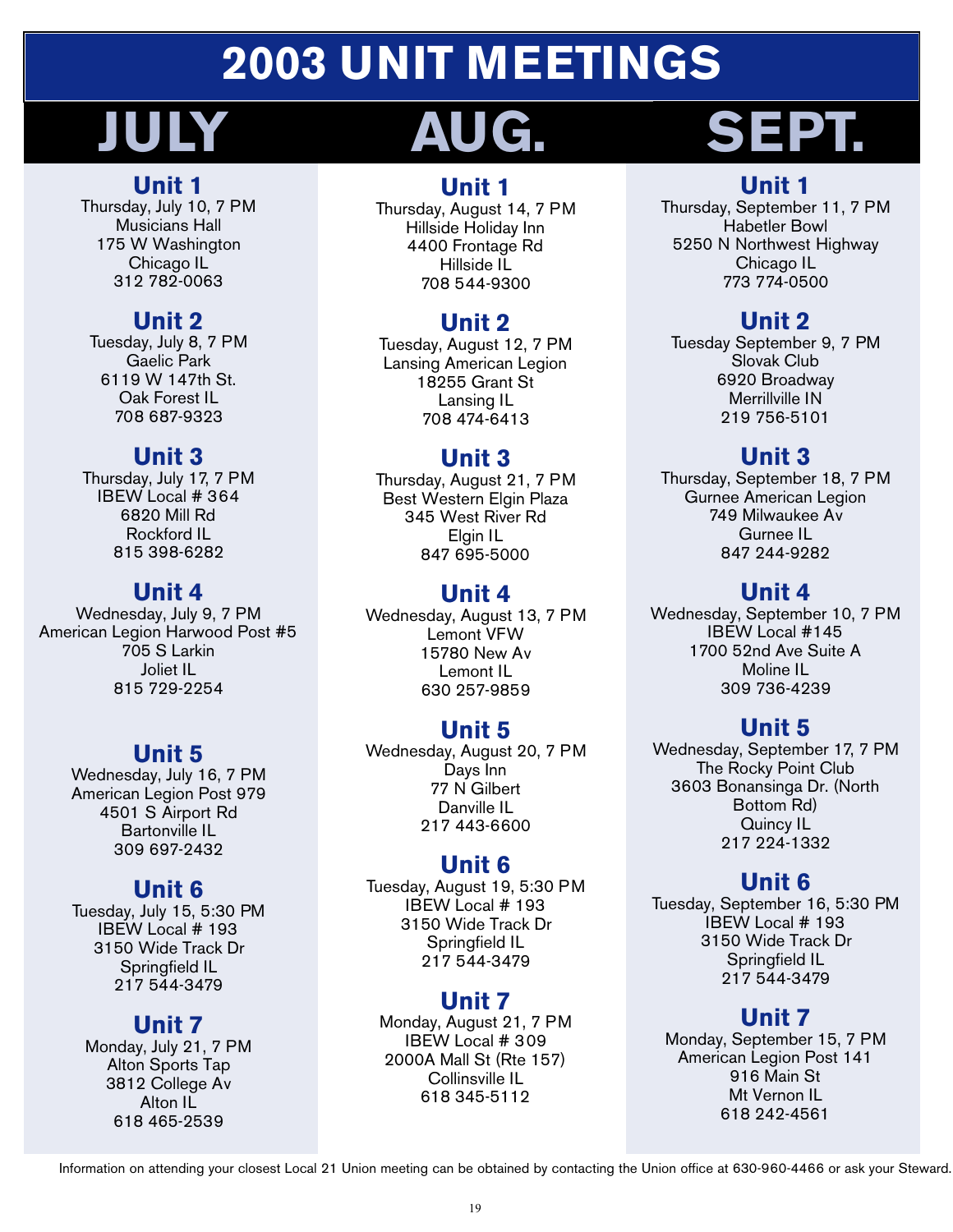# 2003 UNIT MEETINGS

## JULY

### Unit 1
Thursday, July 10, 7 PM
Musicians Hall
175 W Washington
Chicago IL
312 782-0063

### Unit 2
Tuesday, July 8, 7 PM
Gaelic Park
6119 W 147th St.
Oak Forest IL
708 687-9323

### Unit 3
Thursday, July 17, 7 PM
IBEW Local # 364
6820 Mill Rd
Rockford IL
815 398-6282

### Unit 4
Wednesday, July 9, 7 PM
American Legion Harwood Post #5
705 S Larkin
Joliet IL
815 729-2254

### Unit 5
Wednesday, July 16, 7 PM
American Legion Post 979
4501 S Airport Rd
Bartonville IL
309 697-2432

### Unit 6
Tuesday, July 15, 5:30 PM
IBEW Local # 193
3150 Wide Track Dr
Springfield IL
217 544-3479

### Unit 7
Monday, July 21, 7 PM
Alton Sports Tap
3812 College Av
Alton IL
618 465-2539

## AUG.

### Unit 1
Thursday, August 14, 7 PM
Hillside Holiday Inn
4400 Frontage Rd
Hillside IL
708 544-9300

### Unit 2
Tuesday, August 12, 7 PM
Lansing American Legion
18255 Grant St
Lansing IL
708 474-6413

### Unit 3
Thursday, August 21, 7 PM
Best Western Elgin Plaza
345 West River Rd
Elgin IL
847 695-5000

### Unit 4
Wednesday, August 13, 7 PM
Lemont VFW
15780 New Av
Lemont IL
630 257-9859

### Unit 5
Wednesday, August 20, 7 PM
Days Inn
77 N Gilbert
Danville IL
217 443-6600

### Unit 6
Tuesday, August 19, 5:30 PM
IBEW Local # 193
3150 Wide Track Dr
Springfield IL
217 544-3479

### Unit 7
Monday, August 21, 7 PM
IBEW Local # 309
2000A Mall St (Rte 157)
Collinsville IL
618 345-5112

## SEPT.

### Unit 1
Thursday, September 11, 7 PM
Habetler Bowl
5250 N Northwest Highway
Chicago IL
773 774-0500

### Unit 2
Tuesday September 9, 7 PM
Slovak Club
6920 Broadway
Merrillville IN
219 756-5101

### Unit 3
Thursday, September 18, 7 PM
Gurnee American Legion
749 Milwaukee Av
Gurnee IL
847 244-9282

### Unit 4
Wednesday, September 10, 7 PM
IBEW Local #145
1700 52nd Ave Suite A
Moline IL
309 736-4239

### Unit 5
Wednesday, September 17, 7 PM
The Rocky Point Club
3603 Bonansinga Dr. (North Bottom Rd)
Quincy IL
217 224-1332

### Unit 6
Tuesday, September 16, 5:30 PM
IBEW Local # 193
3150 Wide Track Dr
Springfield IL
217 544-3479

### Unit 7
Monday, September 15, 7 PM
American Legion Post 141
916 Main St
Mt Vernon IL
618 242-4561

Information on attending your closest Local 21 Union meeting can be obtained by contacting the Union office at 630-960-4466 or ask your Steward.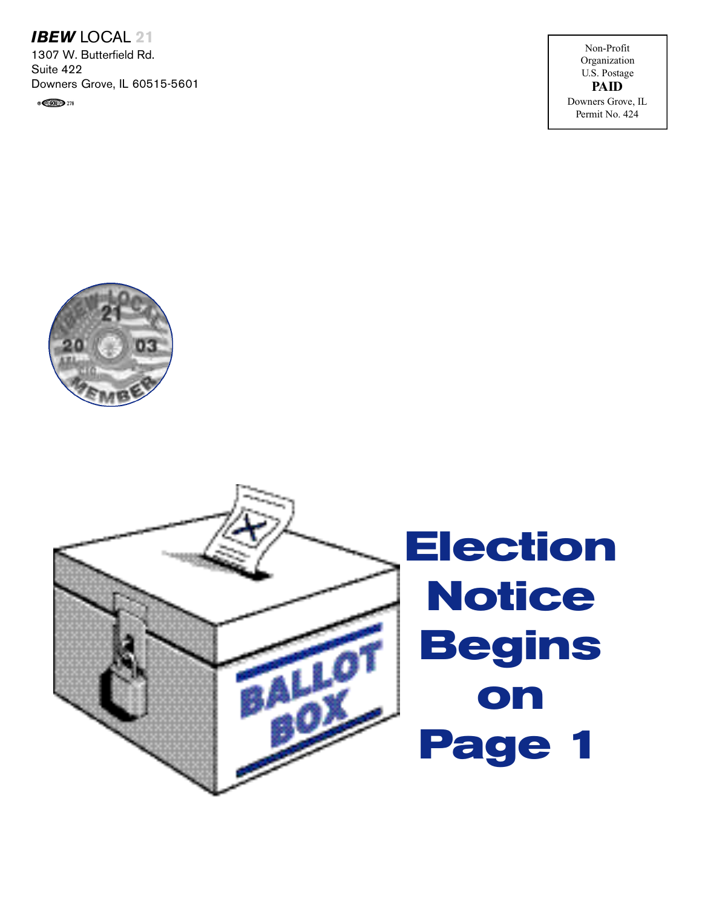**IBEW** LOCAL 21
1307 W. Butterfield Rd.
Suite 422
Downers Grove, IL 60515-5601

Non-Profit
Organization
U.S. Postage
**PAID**
Downers Grove, IL
Permit No. 424

# Election Notice Begins on Page 1